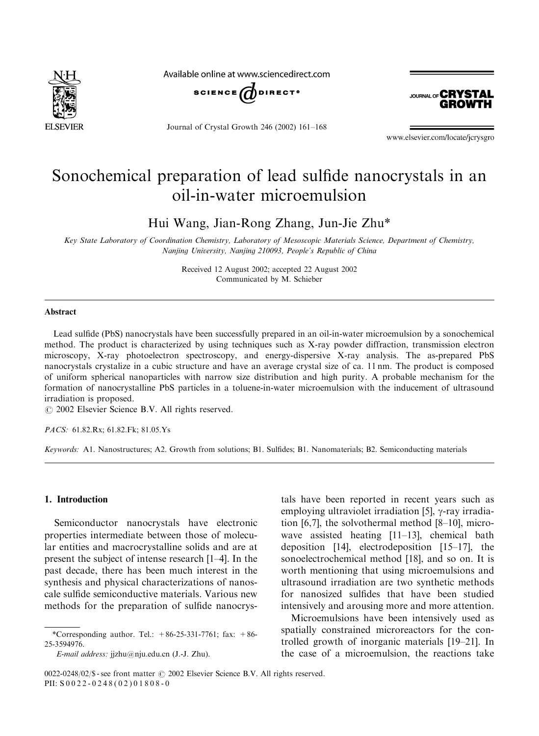# Sonochemical preparation of lead sulfide nanocrystals in an oil-in-water microemulsion

Hui Wang, Jian-Rong Zhang, Jun-Jie Zhu*

*Key State Laboratory of Coordination Chemistry, Laboratory of Mesoscopic Materials Science, Department of Chemistry, Nanjing University, Nanjing 210093, People's Republic of China*

Received 12 August 2002; accepted 22 August 2002

Communicated by M. Schieber

## Abstract

Lead sulfide (PbS) nanocrystals have been successfully prepared in an oil-in-water microemulsion by a sonochemical method. The product is characterized by using techniques such as X-ray powder diffraction, transmission electron microscopy, X-ray photoelectron spectroscopy, and energy-dispersive X-ray analysis. The as-prepared PbS nanocrystals crystalize in a cubic structure and have an average crystal size of ca. 11 nm. The product is composed of uniform spherical nanoparticles with narrow size distribution and high purity. A probable mechanism for the formation of nanocrystalline PbS particles in a toluene-in-water microemulsion with the inducement of ultrasound irradiation is proposed.

© 2002 Elsevier Science B.V. All rights reserved.

*PACS:* 61.82.Rx; 61.82.Fk; 81.05.Ys

*Keywords:* A1. Nanostructures; A2. Growth from solutions; B1. Sulfides; B1. Nanomaterials; B2. Semiconducting materials

## 1. Introduction

Semiconductor nanocrystals have electronic properties intermediate between those of molecular entities and macrocrystalline solids and are at present the subject of intense research [1–4]. In the past decade, there has been much interest in the synthesis and physical characterizations of nanoscale sulfide semiconductive materials. Various new methods for the preparation of sulfide nanocrystals have been reported in recent years such as employing ultraviolet irradiation [5], γ-ray irradiation [6,7], the solvothermal method [8–10], microwave assisted heating [11–13], chemical bath deposition [14], electrodeposition [15–17], the sonoelectrochemical method [18], and so on. It is worth mentioning that using microemulsions and ultrasound irradiation are two synthetic methods for nanosized sulfides that have been studied intensively and arousing more and more attention.

Microemulsions have been intensively used as spatially constrained microreactors for the controlled growth of inorganic materials [19–21]. In the case of a microemulsion, the reactions take

*Corresponding author. Tel.: +86-25-331-7761; fax: +86-25-3594976.

*E-mail address:* jjzhu@nju.edu.cn (J.-J. Zhu).

0022-0248/02/$ - see front matter © 2002 Elsevier Science B.V. All rights reserved.

PII: S0022-0248(02)01808-0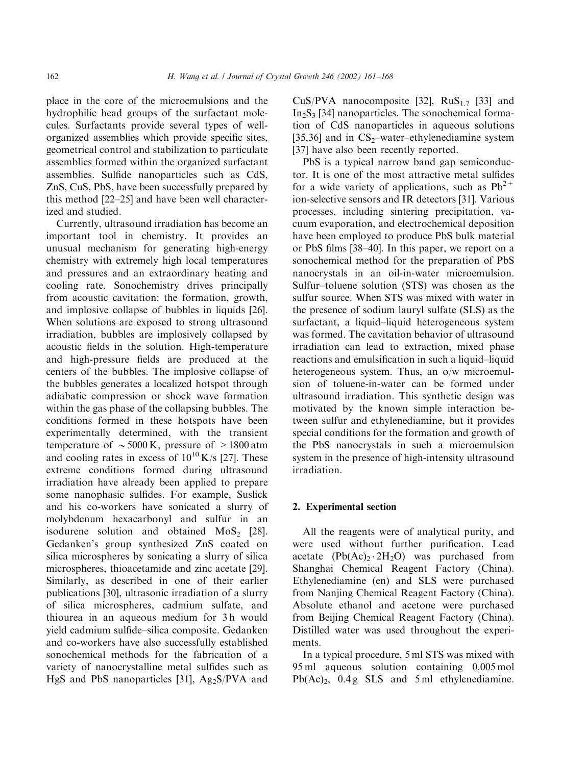place in the core of the microemulsions and the hydrophilic head groups of the surfactant molecules. Surfactants provide several types of well-organized assemblies which provide specific sites, geometrical control and stabilization to particulate assemblies formed within the organized surfactant assemblies. Sulfide nanoparticles such as CdS, ZnS, CuS, PbS, have been successfully prepared by this method [22–25] and have been well characterized and studied.

Currently, ultrasound irradiation has become an important tool in chemistry. It provides an unusual mechanism for generating high-energy chemistry with extremely high local temperatures and pressures and an extraordinary heating and cooling rate. Sonochemistry drives principally from acoustic cavitation: the formation, growth, and implosive collapse of bubbles in liquids [26]. When solutions are exposed to strong ultrasound irradiation, bubbles are implosively collapsed by acoustic fields in the solution. High-temperature and high-pressure fields are produced at the centers of the bubbles. The implosive collapse of the bubbles generates a localized hotspot through adiabatic compression or shock wave formation within the gas phase of the collapsing bubbles. The conditions formed in these hotspots have been experimentally determined, with the transient temperature of $\sim 5000$ K, pressure of $>1800$ atm and cooling rates in excess of $10^{10}$ K/s [27]. These extreme conditions formed during ultrasound irradiation have already been applied to prepare some nanophasic sulfides. For example, Suslick and his co-workers have sonicated a slurry of molybdenum hexacarbonyl and sulfur in an isodurene solution and obtained $MoS_2$ [28]. Gedanken's group synthesized ZnS coated on silica microspheres by sonicating a slurry of silica microspheres, thioacetamide and zinc acetate [29]. Similarly, as described in one of their earlier publications [30], ultrasonic irradiation of a slurry of silica microspheres, cadmium sulfate, and thiourea in an aqueous medium for 3 h would yield cadmium sulfide–silica composite. Gedanken and co-workers have also successfully established sonochemical methods for the fabrication of a variety of nanocrystalline metal sulfides such as HgS and PbS nanoparticles [31], $Ag_2S$/PVA and CuS/PVA nanocomposite [32], $RuS_{1.7}$ [33] and $In_2S_3$ [34] nanoparticles. The sonochemical formation of CdS nanoparticles in aqueous solutions [35,36] and in $CS_2$–water–ethylenediamine system [37] have also been recently reported.

PbS is a typical narrow band gap semiconductor. It is one of the most attractive metal sulfides for a wide variety of applications, such as $Pb^{2+}$ ion-selective sensors and IR detectors [31]. Various processes, including sintering precipitation, vacuum evaporation, and electrochemical deposition have been employed to produce PbS bulk material or PbS films [38–40]. In this paper, we report on a sonochemical method for the preparation of PbS nanocrystals in an oil-in-water microemulsion. Sulfur–toluene solution (STS) was chosen as the sulfur source. When STS was mixed with water in the presence of sodium lauryl sulfate (SLS) as the surfactant, a liquid–liquid heterogeneous system was formed. The cavitation behavior of ultrasound irradiation can lead to extraction, mixed phase reactions and emulsification in such a liquid–liquid heterogeneous system. Thus, an o/w microemulsion of toluene-in-water can be formed under ultrasound irradiation. This synthetic design was motivated by the known simple interaction between sulfur and ethylenediamine, but it provides special conditions for the formation and growth of the PbS nanocrystals in such a microemulsion system in the presence of high-intensity ultrasound irradiation.

## 2. Experimental section

All the reagents were of analytical purity, and were used without further purification. Lead acetate ($Pb(Ac)_2 \cdot 2H_2O$) was purchased from Shanghai Chemical Reagent Factory (China). Ethylenediamine (en) and SLS were purchased from Nanjing Chemical Reagent Factory (China). Absolute ethanol and acetone were purchased from Beijing Chemical Reagent Factory (China). Distilled water was used throughout the experiments.

In a typical procedure, 5 ml STS was mixed with 95 ml aqueous solution containing 0.005 mol $Pb(Ac)_2$, 0.4 g SLS and 5 ml ethylenediamine.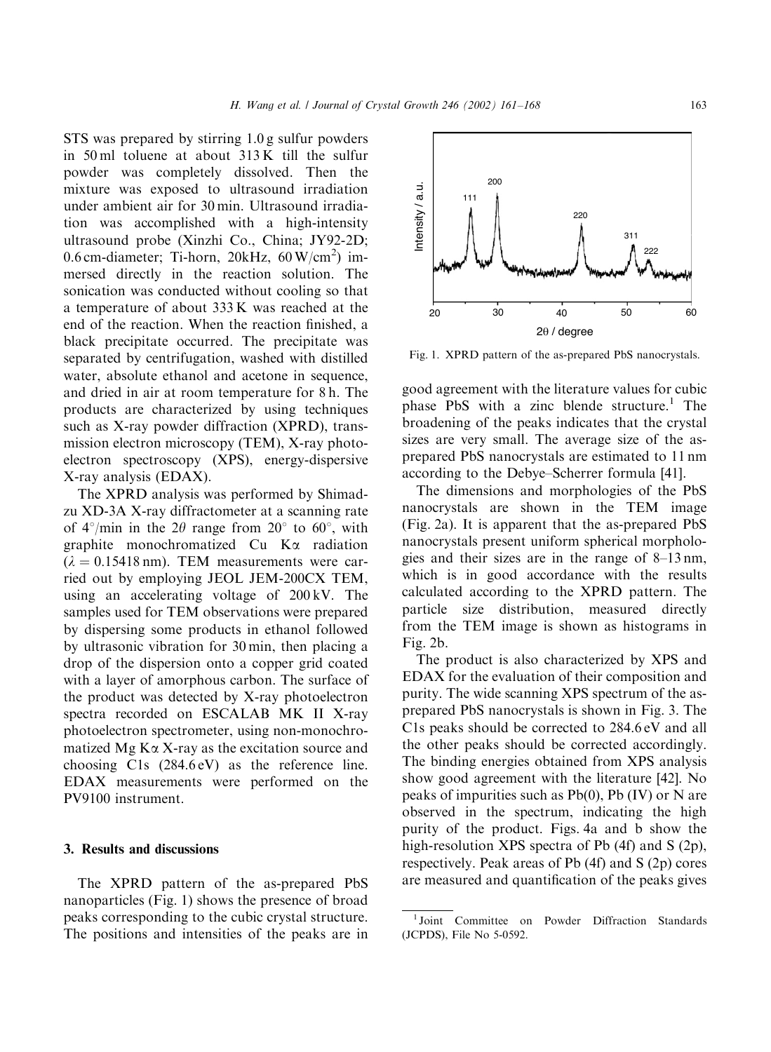STS was prepared by stirring 1.0 g sulfur powders in 50 ml toluene at about 313 K till the sulfur powder was completely dissolved. Then the mixture was exposed to ultrasound irradiation under ambient air for 30 min. Ultrasound irradiation was accomplished with a high-intensity ultrasound probe (Xinzhi Co., China; JY92-2D; 0.6 cm-diameter; Ti-horn, 20kHz, 60 W/cm$^2$) immersed directly in the reaction solution. The sonication was conducted without cooling so that a temperature of about 333 K was reached at the end of the reaction. When the reaction finished, a black precipitate occurred. The precipitate was separated by centrifugation, washed with distilled water, absolute ethanol and acetone in sequence, and dried in air at room temperature for 8 h. The products are characterized by using techniques such as X-ray powder diffraction (XPRD), transmission electron microscopy (TEM), X-ray photoelectron spectroscopy (XPS), energy-dispersive X-ray analysis (EDAX).

The XPRD analysis was performed by Shimadzu XD-3A X-ray diffractometer at a scanning rate of 4°/min in the $2\theta$ range from 20° to 60°, with graphite monochromatized Cu K$\alpha$ radiation ($\lambda = 0.15418$ nm). TEM measurements were carried out by employing JEOL JEM-200CX TEM, using an accelerating voltage of 200 kV. The samples used for TEM observations were prepared by dispersing some products in ethanol followed by ultrasonic vibration for 30 min, then placing a drop of the dispersion onto a copper grid coated with a layer of amorphous carbon. The surface of the product was detected by X-ray photoelectron spectra recorded on ESCALAB MK II X-ray photoelectron spectrometer, using non-monochromatized Mg K$\alpha$ X-ray as the excitation source and choosing C1s (284.6 eV) as the reference line. EDAX measurements were performed on the PV9100 instrument.

## 3. Results and discussions

The XPRD pattern of the as-prepared PbS nanoparticles (Fig. 1) shows the presence of broad peaks corresponding to the cubic crystal structure. The positions and intensities of the peaks are in good agreement with the literature values for cubic phase PbS with a zinc blende structure.[1] The broadening of the peaks indicates that the crystal sizes are very small. The average size of the as-prepared PbS nanocrystals are estimated to 11 nm according to the Debye–Scherrer formula [41].

Fig. 1. XPRD pattern of the as-prepared PbS nanocrystals.

The dimensions and morphologies of the PbS nanocrystals are shown in the TEM image (Fig. 2a). It is apparent that the as-prepared PbS nanocrystals present uniform spherical morphologies and their sizes are in the range of 8–13 nm, which is in good accordance with the results calculated according to the XPRD pattern. The particle size distribution, measured directly from the TEM image is shown as histograms in Fig. 2b.

The product is also characterized by XPS and EDAX for the evaluation of their composition and purity. The wide scanning XPS spectrum of the as-prepared PbS nanocrystals is shown in Fig. 3. The C1s peaks should be corrected to 284.6 eV and all the other peaks should be corrected accordingly. The binding energies obtained from XPS analysis show good agreement with the literature [42]. No peaks of impurities such as Pb(0), Pb (IV) or N are observed in the spectrum, indicating the high purity of the product. Figs. 4a and b show the high-resolution XPS spectra of Pb (4f) and S (2p), respectively. Peak areas of Pb (4f) and S (2p) cores are measured and quantification of the peaks gives

[1] Joint Committee on Powder Diffraction Standards (JCPDS), File No 5-0592.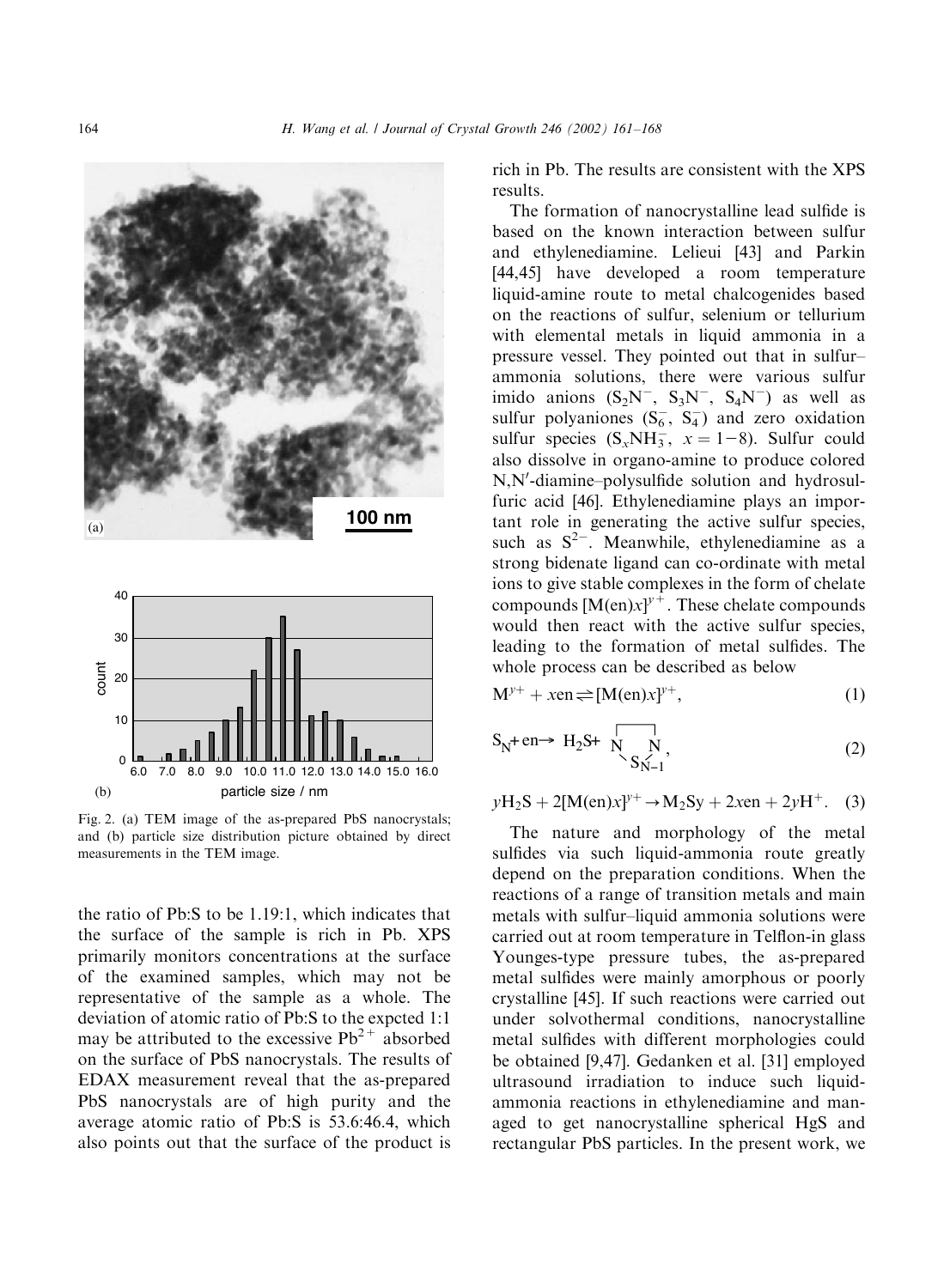Fig. 2. (a) TEM image of the as-prepared PbS nanocrystals; and (b) particle size distribution picture obtained by direct measurements in the TEM image.

the ratio of Pb:S to be 1.19:1, which indicates that the surface of the sample is rich in Pb. XPS primarily monitors concentrations at the surface of the examined samples, which may not be representative of the sample as a whole. The deviation of atomic ratio of Pb:S to the expcted 1:1 may be attributed to the excessive $Pb^{2+}$ absorbed on the surface of PbS nanocrystals. The results of EDAX measurement reveal that the as-prepared PbS nanocrystals are of high purity and the average atomic ratio of Pb:S is 53.6:46.4, which also points out that the surface of the product is rich in Pb. The results are consistent with the XPS results.

The formation of nanocrystalline lead sulfide is based on the known interaction between sulfur and ethylenediamine. Lelieui [43] and Parkin [44,45] have developed a room temperature liquid-amine route to metal chalcogenides based on the reactions of sulfur, selenium or tellurium with elemental metals in liquid ammonia in a pressure vessel. They pointed out that in sulfur–ammonia solutions, there were various sulfur imido anions ($S_2N^-$, $S_3N^-$, $S_4N^-$) as well as sulfur polyaniones ($S_6^-$, $S_4^-$) and zero oxidation sulfur species ($S_xNH_3^-$, $x = 1-8$). Sulfur could also dissolve in organo-amine to produce colored N,N′-diamine–polysulfide solution and hydrosulfuric acid [46]. Ethylenediamine plays an important role in generating the active sulfur species, such as $S^{2-}$. Meanwhile, ethylenediamine as a strong bidenate ligand can co-ordinate with metal ions to give stable complexes in the form of chelate compounds $[M(en)x]^{y+}$. These chelate compounds would then react with the active sulfur species, leading to the formation of metal sulfides. The whole process can be described as below

$$M^{y+} + x\text{en} \rightleftharpoons [M(\text{en})x]^{y+}, \tag{1}$$

$$S_N + \text{en} \rightarrow H_2S + \overbrace{N\;\;\;N}\atop{S_{N-1}}, \tag{2}$$

$$yH_2S + 2[M(\text{en})x]^{y+} \rightarrow M_2Sy + 2x\text{en} + 2yH^+. \tag{3}$$

The nature and morphology of the metal sulfides via such liquid-ammonia route greatly depend on the preparation conditions. When the reactions of a range of transition metals and main metals with sulfur–liquid ammonia solutions were carried out at room temperature in Telflon-in glass Younges-type pressure tubes, the as-prepared metal sulfides were mainly amorphous or poorly crystalline [45]. If such reactions were carried out under solvothermal conditions, nanocrystalline metal sulfides with different morphologies could be obtained [9,47]. Gedanken et al. [31] employed ultrasound irradiation to induce such liquid-ammonia reactions in ethylenediamine and managed to get nanocrystalline spherical HgS and rectangular PbS particles. In the present work, we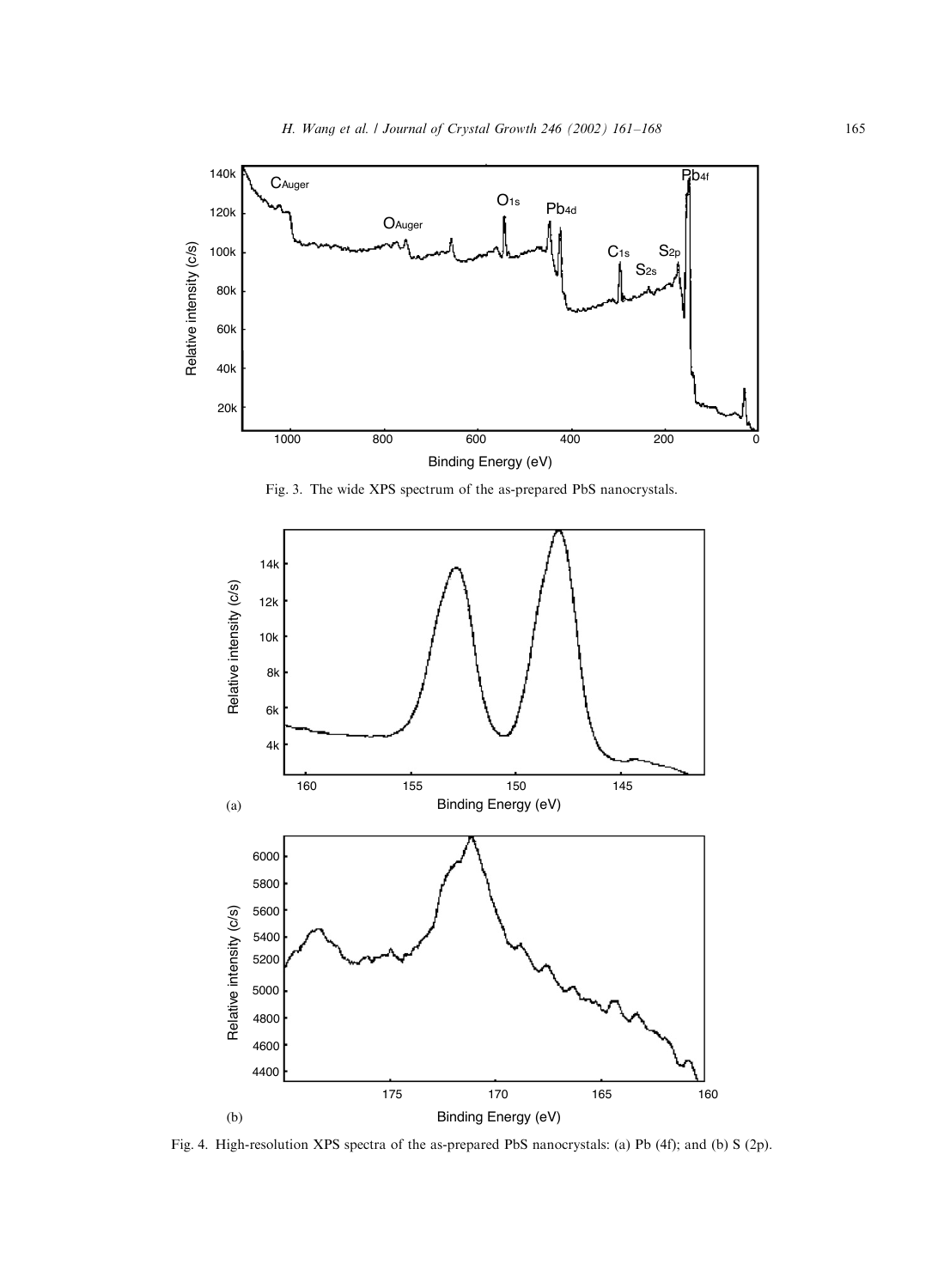Fig. 3. The wide XPS spectrum of the as-prepared PbS nanocrystals.

Fig. 4. High-resolution XPS spectra of the as-prepared PbS nanocrystals: (a) Pb (4f); and (b) S (2p).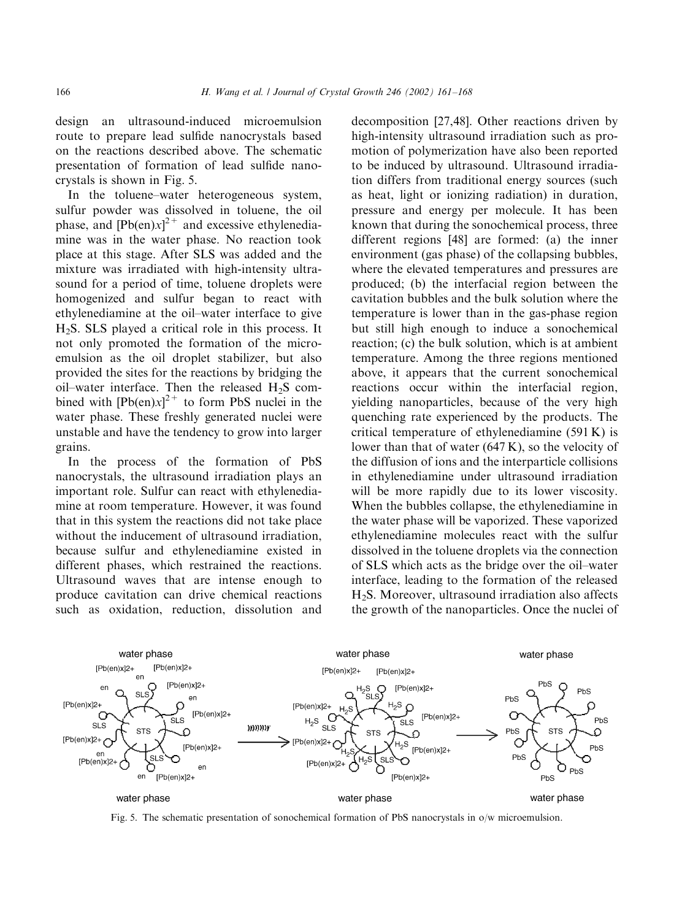design an ultrasound-induced microemulsion route to prepare lead sulfide nanocrystals based on the reactions described above. The schematic presentation of formation of lead sulfide nanocrystals is shown in Fig. 5.

In the toluene–water heterogeneous system, sulfur powder was dissolved in toluene, the oil phase, and $[Pb(en)x]^{2+}$ and excessive ethylenediamine was in the water phase. No reaction took place at this stage. After SLS was added and the mixture was irradiated with high-intensity ultrasound for a period of time, toluene droplets were homogenized and sulfur began to react with ethylenediamine at the oil–water interface to give $H_2S$. SLS played a critical role in this process. It not only promoted the formation of the microemulsion as the oil droplet stabilizer, but also provided the sites for the reactions by bridging the oil–water interface. Then the released $H_2S$ combined with $[Pb(en)x]^{2+}$ to form PbS nuclei in the water phase. These freshly generated nuclei were unstable and have the tendency to grow into larger grains.

In the process of the formation of PbS nanocrystals, the ultrasound irradiation plays an important role. Sulfur can react with ethylenediamine at room temperature. However, it was found that in this system the reactions did not take place without the inducement of ultrasound irradiation, because sulfur and ethylenediamine existed in different phases, which restrained the reactions. Ultrasound waves that are intense enough to produce cavitation can drive chemical reactions such as oxidation, reduction, dissolution and decomposition [27,48]. Other reactions driven by high-intensity ultrasound irradiation such as promotion of polymerization have also been reported to be induced by ultrasound. Ultrasound irradiation differs from traditional energy sources (such as heat, light or ionizing radiation) in duration, pressure and energy per molecule. It has been known that during the sonochemical process, three different regions [48] are formed: (a) the inner environment (gas phase) of the collapsing bubbles, where the elevated temperatures and pressures are produced; (b) the interfacial region between the cavitation bubbles and the bulk solution where the temperature is lower than in the gas-phase region but still high enough to induce a sonochemical reaction; (c) the bulk solution, which is at ambient temperature. Among the three regions mentioned above, it appears that the current sonochemical reactions occur within the interfacial region, yielding nanoparticles, because of the very high quenching rate experienced by the products. The critical temperature of ethylenediamine (591 K) is lower than that of water (647 K), so the velocity of the diffusion of ions and the interparticle collisions in ethylenediamine under ultrasound irradiation will be more rapidly due to its lower viscosity. When the bubbles collapse, the ethylenediamine in the water phase will be vaporized. These vaporized ethylenediamine molecules react with the sulfur dissolved in the toluene droplets via the connection of SLS which acts as the bridge over the oil–water interface, leading to the formation of the released $H_2S$. Moreover, ultrasound irradiation also affects the growth of the nanoparticles. Once the nuclei of

water phase
[Pb(en)x]2+ [Pb(en)x]2+ en en SLS [Pb(en)x]2+ en [Pb(en)x]2+ SLS [Pb(en)x]2+ SLS STS [Pb(en)x]2+ [Pb(en)x]2+ SLS en [Pb(en)x]2+ en en [Pb(en)x]2+
water phase

water phase
[Pb(en)x]2+ [Pb(en)x]2+ H2S SLS [Pb(en)x]2+ H2S H2S [Pb(en)x]2+ H2S SLS SLS [Pb(en)x]2+ STS [Pb(en)x]2+ H2S H2S [Pb(en)x]2+ H2S SLS [Pb(en)x]2+ [Pb(en)x]2+
water phase

water phase
PbS PbS PbS PbS PbS STS PbS PbS PbS PbS PbS
water phase

Fig. 5. The schematic presentation of sonochemical formation of PbS nanocrystals in o/w microemulsion.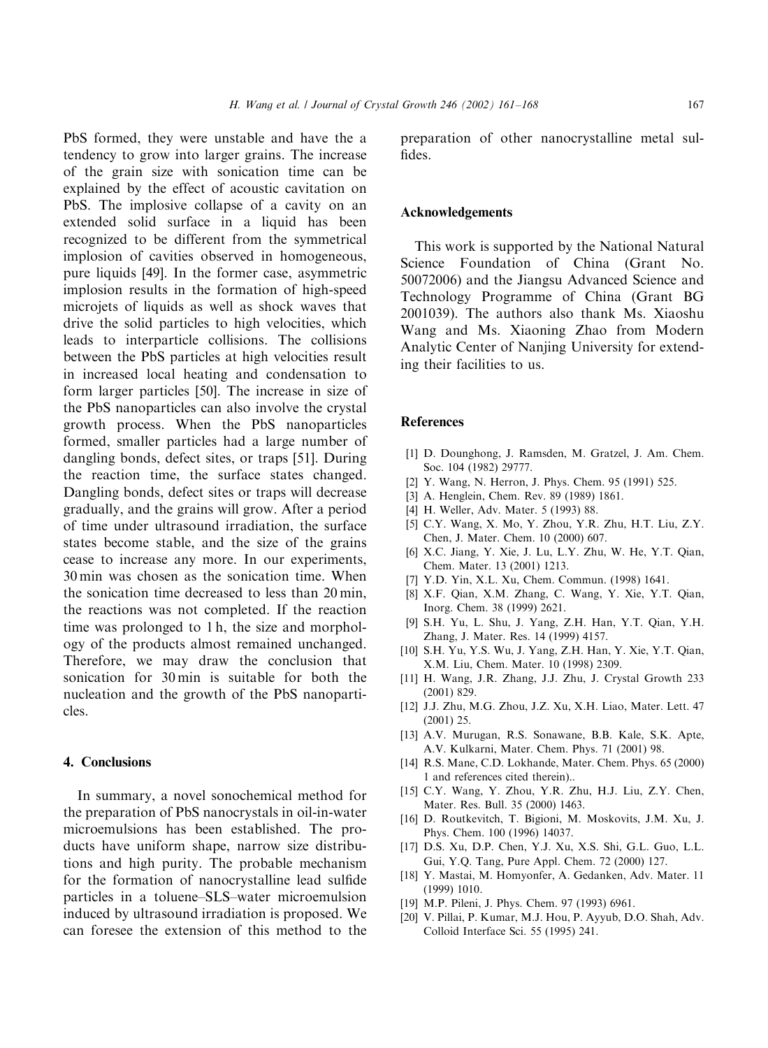PbS formed, they were unstable and have the a tendency to grow into larger grains. The increase of the grain size with sonication time can be explained by the effect of acoustic cavitation on PbS. The implosive collapse of a cavity on an extended solid surface in a liquid has been recognized to be different from the symmetrical implosion of cavities observed in homogeneous, pure liquids [49]. In the former case, asymmetric implosion results in the formation of high-speed microjets of liquids as well as shock waves that drive the solid particles to high velocities, which leads to interparticle collisions. The collisions between the PbS particles at high velocities result in increased local heating and condensation to form larger particles [50]. The increase in size of the PbS nanoparticles can also involve the crystal growth process. When the PbS nanoparticles formed, smaller particles had a large number of dangling bonds, defect sites, or traps [51]. During the reaction time, the surface states changed. Dangling bonds, defect sites or traps will decrease gradually, and the grains will grow. After a period of time under ultrasound irradiation, the surface states become stable, and the size of the grains cease to increase any more. In our experiments, 30 min was chosen as the sonication time. When the sonication time decreased to less than 20 min, the reactions was not completed. If the reaction time was prolonged to 1 h, the size and morphology of the products almost remained unchanged. Therefore, we may draw the conclusion that sonication for 30 min is suitable for both the nucleation and the growth of the PbS nanoparticles.

## 4. Conclusions

In summary, a novel sonochemical method for the preparation of PbS nanocrystals in oil-in-water microemulsions has been established. The products have uniform shape, narrow size distributions and high purity. The probable mechanism for the formation of nanocrystalline lead sulfide particles in a toluene–SLS–water microemulsion induced by ultrasound irradiation is proposed. We can foresee the extension of this method to the preparation of other nanocrystalline metal sulfides.

## Acknowledgements

This work is supported by the National Natural Science Foundation of China (Grant No. 50072006) and the Jiangsu Advanced Science and Technology Programme of China (Grant BG 2001039). The authors also thank Ms. Xiaoshu Wang and Ms. Xiaoning Zhao from Modern Analytic Center of Nanjing University for extending their facilities to us.

## References

[1] D. Dounghong, J. Ramsden, M. Gratzel, J. Am. Chem. Soc. 104 (1982) 29777.

[2] Y. Wang, N. Herron, J. Phys. Chem. 95 (1991) 525.

[3] A. Henglein, Chem. Rev. 89 (1989) 1861.

[4] H. Weller, Adv. Mater. 5 (1993) 88.

[5] C.Y. Wang, X. Mo, Y. Zhou, Y.R. Zhu, H.T. Liu, Z.Y. Chen, J. Mater. Chem. 10 (2000) 607.

[6] X.C. Jiang, Y. Xie, J. Lu, L.Y. Zhu, W. He, Y.T. Qian, Chem. Mater. 13 (2001) 1213.

[7] Y.D. Yin, X.L. Xu, Chem. Commun. (1998) 1641.

[8] X.F. Qian, X.M. Zhang, C. Wang, Y. Xie, Y.T. Qian, Inorg. Chem. 38 (1999) 2621.

[9] S.H. Yu, L. Shu, J. Yang, Z.H. Han, Y.T. Qian, Y.H. Zhang, J. Mater. Res. 14 (1999) 4157.

[10] S.H. Yu, Y.S. Wu, J. Yang, Z.H. Han, Y. Xie, Y.T. Qian, X.M. Liu, Chem. Mater. 10 (1998) 2309.

[11] H. Wang, J.R. Zhang, J.J. Zhu, J. Crystal Growth 233 (2001) 829.

[12] J.J. Zhu, M.G. Zhou, J.Z. Xu, X.H. Liao, Mater. Lett. 47 (2001) 25.

[13] A.V. Murugan, R.S. Sonawane, B.B. Kale, S.K. Apte, A.V. Kulkarni, Mater. Chem. Phys. 71 (2001) 98.

[14] R.S. Mane, C.D. Lokhande, Mater. Chem. Phys. 65 (2000) 1 and references cited therein)..

[15] C.Y. Wang, Y. Zhou, Y.R. Zhu, H.J. Liu, Z.Y. Chen, Mater. Res. Bull. 35 (2000) 1463.

[16] D. Routkevitch, T. Bigioni, M. Moskovits, J.M. Xu, J. Phys. Chem. 100 (1996) 14037.

[17] D.S. Xu, D.P. Chen, Y.J. Xu, X.S. Shi, G.L. Guo, L.L. Gui, Y.Q. Tang, Pure Appl. Chem. 72 (2000) 127.

[18] Y. Mastai, M. Homyonfer, A. Gedanken, Adv. Mater. 11 (1999) 1010.

[19] M.P. Pileni, J. Phys. Chem. 97 (1993) 6961.

[20] V. Pillai, P. Kumar, M.J. Hou, P. Ayyub, D.O. Shah, Adv. Colloid Interface Sci. 55 (1995) 241.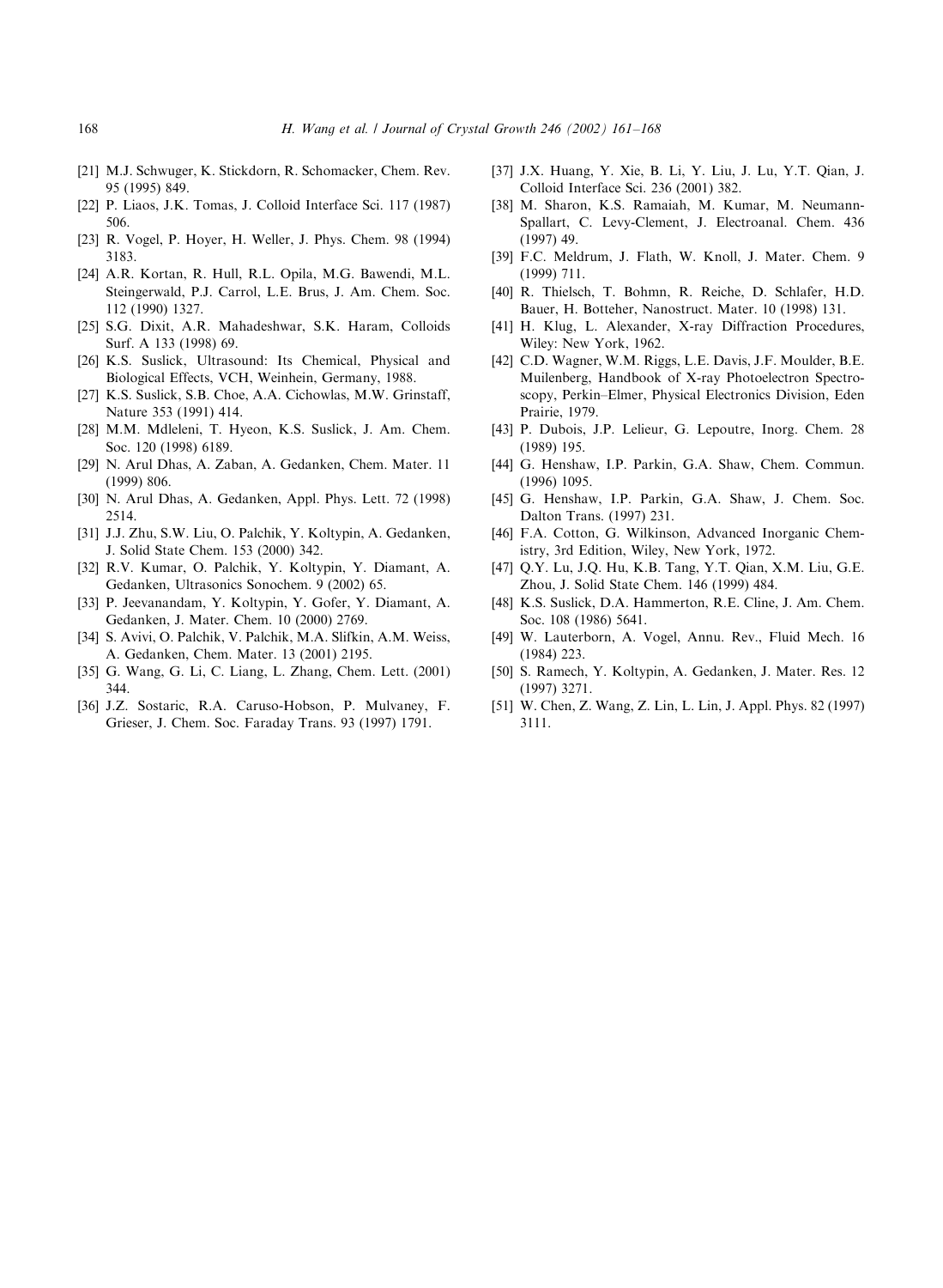[21] M.J. Schwuger, K. Stickdorn, R. Schomacker, Chem. Rev. 95 (1995) 849.

[22] P. Liaos, J.K. Tomas, J. Colloid Interface Sci. 117 (1987) 506.

[23] R. Vogel, P. Hoyer, H. Weller, J. Phys. Chem. 98 (1994) 3183.

[24] A.R. Kortan, R. Hull, R.L. Opila, M.G. Bawendi, M.L. Steingerwald, P.J. Carrol, L.E. Brus, J. Am. Chem. Soc. 112 (1990) 1327.

[25] S.G. Dixit, A.R. Mahadeshwar, S.K. Haram, Colloids Surf. A 133 (1998) 69.

[26] K.S. Suslick, Ultrasound: Its Chemical, Physical and Biological Effects, VCH, Weinhein, Germany, 1988.

[27] K.S. Suslick, S.B. Choe, A.A. Cichowlas, M.W. Grinstaff, Nature 353 (1991) 414.

[28] M.M. Mdleleni, T. Hyeon, K.S. Suslick, J. Am. Chem. Soc. 120 (1998) 6189.

[29] N. Arul Dhas, A. Zaban, A. Gedanken, Chem. Mater. 11 (1999) 806.

[30] N. Arul Dhas, A. Gedanken, Appl. Phys. Lett. 72 (1998) 2514.

[31] J.J. Zhu, S.W. Liu, O. Palchik, Y. Koltypin, A. Gedanken, J. Solid State Chem. 153 (2000) 342.

[32] R.V. Kumar, O. Palchik, Y. Koltypin, Y. Diamant, A. Gedanken, Ultrasonics Sonochem. 9 (2002) 65.

[33] P. Jeevanandam, Y. Koltypin, Y. Gofer, Y. Diamant, A. Gedanken, J. Mater. Chem. 10 (2000) 2769.

[34] S. Avivi, O. Palchik, V. Palchik, M.A. Slifkin, A.M. Weiss, A. Gedanken, Chem. Mater. 13 (2001) 2195.

[35] G. Wang, G. Li, C. Liang, L. Zhang, Chem. Lett. (2001) 344.

[36] J.Z. Sostaric, R.A. Caruso-Hobson, P. Mulvaney, F. Grieser, J. Chem. Soc. Faraday Trans. 93 (1997) 1791.

[37] J.X. Huang, Y. Xie, B. Li, Y. Liu, J. Lu, Y.T. Qian, J. Colloid Interface Sci. 236 (2001) 382.

[38] M. Sharon, K.S. Ramaiah, M. Kumar, M. Neumann-Spallart, C. Levy-Clement, J. Electroanal. Chem. 436 (1997) 49.

[39] F.C. Meldrum, J. Flath, W. Knoll, J. Mater. Chem. 9 (1999) 711.

[40] R. Thielsch, T. Bohmn, R. Reiche, D. Schlafer, H.D. Bauer, H. Botteher, Nanostruct. Mater. 10 (1998) 131.

[41] H. Klug, L. Alexander, X-ray Diffraction Procedures, Wiley: New York, 1962.

[42] C.D. Wagner, W.M. Riggs, L.E. Davis, J.F. Moulder, B.E. Muilenberg, Handbook of X-ray Photoelectron Spectroscopy, Perkin–Elmer, Physical Electronics Division, Eden Prairie, 1979.

[43] P. Dubois, J.P. Lelieur, G. Lepoutre, Inorg. Chem. 28 (1989) 195.

[44] G. Henshaw, I.P. Parkin, G.A. Shaw, Chem. Commun. (1996) 1095.

[45] G. Henshaw, I.P. Parkin, G.A. Shaw, J. Chem. Soc. Dalton Trans. (1997) 231.

[46] F.A. Cotton, G. Wilkinson, Advanced Inorganic Chemistry, 3rd Edition, Wiley, New York, 1972.

[47] Q.Y. Lu, J.Q. Hu, K.B. Tang, Y.T. Qian, X.M. Liu, G.E. Zhou, J. Solid State Chem. 146 (1999) 484.

[48] K.S. Suslick, D.A. Hammerton, R.E. Cline, J. Am. Chem. Soc. 108 (1986) 5641.

[49] W. Lauterborn, A. Vogel, Annu. Rev., Fluid Mech. 16 (1984) 223.

[50] S. Ramech, Y. Koltypin, A. Gedanken, J. Mater. Res. 12 (1997) 3271.

[51] W. Chen, Z. Wang, Z. Lin, L. Lin, J. Appl. Phys. 82 (1997) 3111.